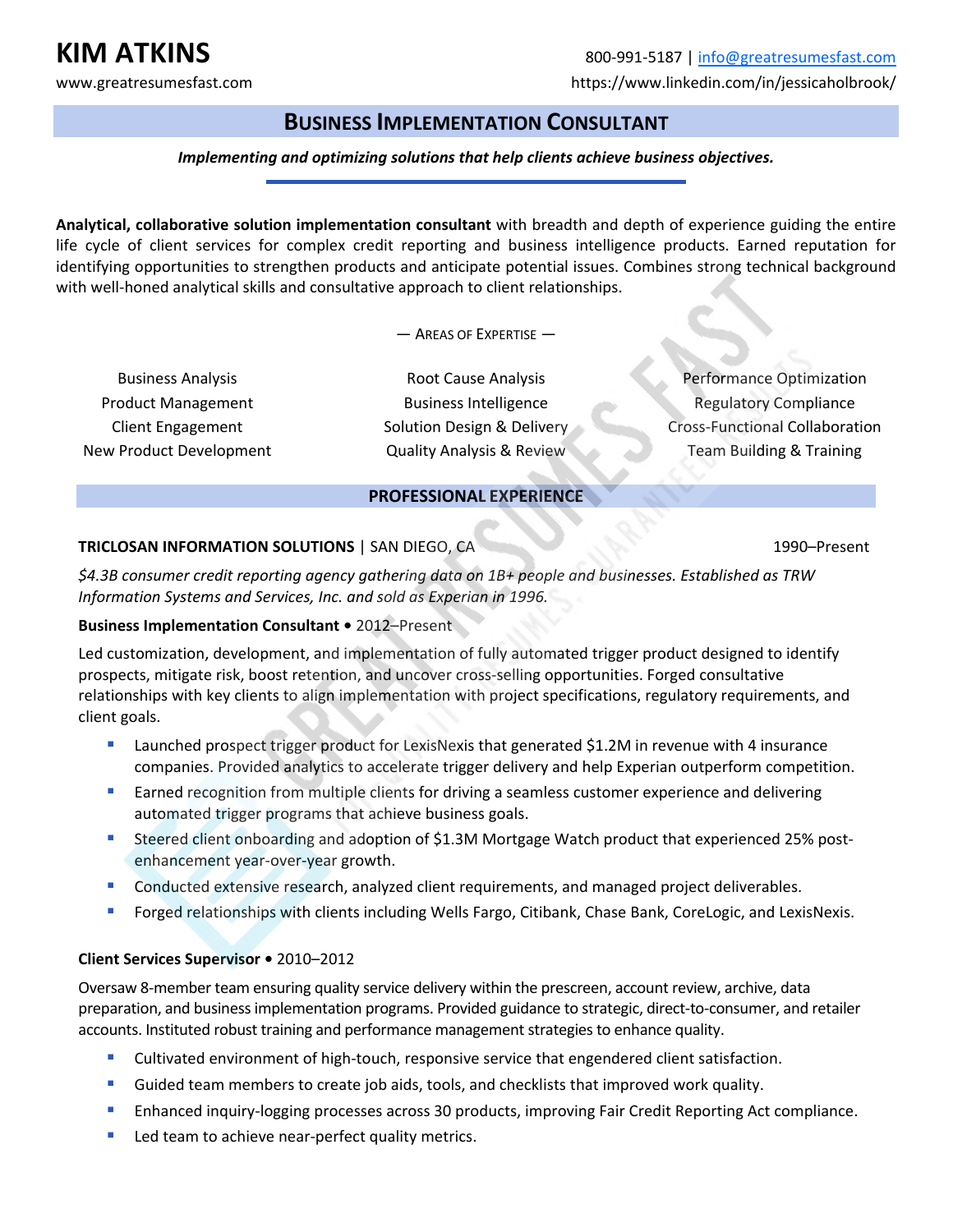# KIM ATKINS

800-991-5187 | info@greatresumesfast.com
www.greatresumesfast.com
https://www.linkedin.com/in/jessicaholbrook/

## BUSINESS IMPLEMENTATION CONSULTANT

***Implementing and optimizing solutions that help clients achieve business objectives.***

**Analytical, collaborative solution implementation consultant** with breadth and depth of experience guiding the entire life cycle of client services for complex credit reporting and business intelligence products. Earned reputation for identifying opportunities to strengthen products and anticipate potential issues. Combines strong technical background with well-honed analytical skills and consultative approach to client relationships.

— AREAS OF EXPERTISE —

- Business Analysis
- Product Management
- Client Engagement
- New Product Development
- Root Cause Analysis
- Business Intelligence
- Solution Design & Delivery
- Quality Analysis & Review
- Performance Optimization
- Regulatory Compliance
- Cross-Functional Collaboration
- Team Building & Training

## PROFESSIONAL EXPERIENCE

**TRICLOSAN INFORMATION SOLUTIONS** | SAN DIEGO, CA — 1990–Present

*$4.3B consumer credit reporting agency gathering data on 1B+ people and businesses. Established as TRW Information Systems and Services, Inc. and sold as Experian in 1996.*

**Business Implementation Consultant** • 2012–Present

Led customization, development, and implementation of fully automated trigger product designed to identify prospects, mitigate risk, boost retention, and uncover cross-selling opportunities. Forged consultative relationships with key clients to align implementation with project specifications, regulatory requirements, and client goals.

- Launched prospect trigger product for LexisNexis that generated $1.2M in revenue with 4 insurance companies. Provided analytics to accelerate trigger delivery and help Experian outperform competition.
- Earned recognition from multiple clients for driving a seamless customer experience and delivering automated trigger programs that achieve business goals.
- Steered client onboarding and adoption of $1.3M Mortgage Watch product that experienced 25% post-enhancement year-over-year growth.
- Conducted extensive research, analyzed client requirements, and managed project deliverables.
- Forged relationships with clients including Wells Fargo, Citibank, Chase Bank, CoreLogic, and LexisNexis.

**Client Services Supervisor** • 2010–2012

Oversaw 8-member team ensuring quality service delivery within the prescreen, account review, archive, data preparation, and business implementation programs. Provided guidance to strategic, direct-to-consumer, and retailer accounts. Instituted robust training and performance management strategies to enhance quality.

- Cultivated environment of high-touch, responsive service that engendered client satisfaction.
- Guided team members to create job aids, tools, and checklists that improved work quality.
- Enhanced inquiry-logging processes across 30 products, improving Fair Credit Reporting Act compliance.
- Led team to achieve near-perfect quality metrics.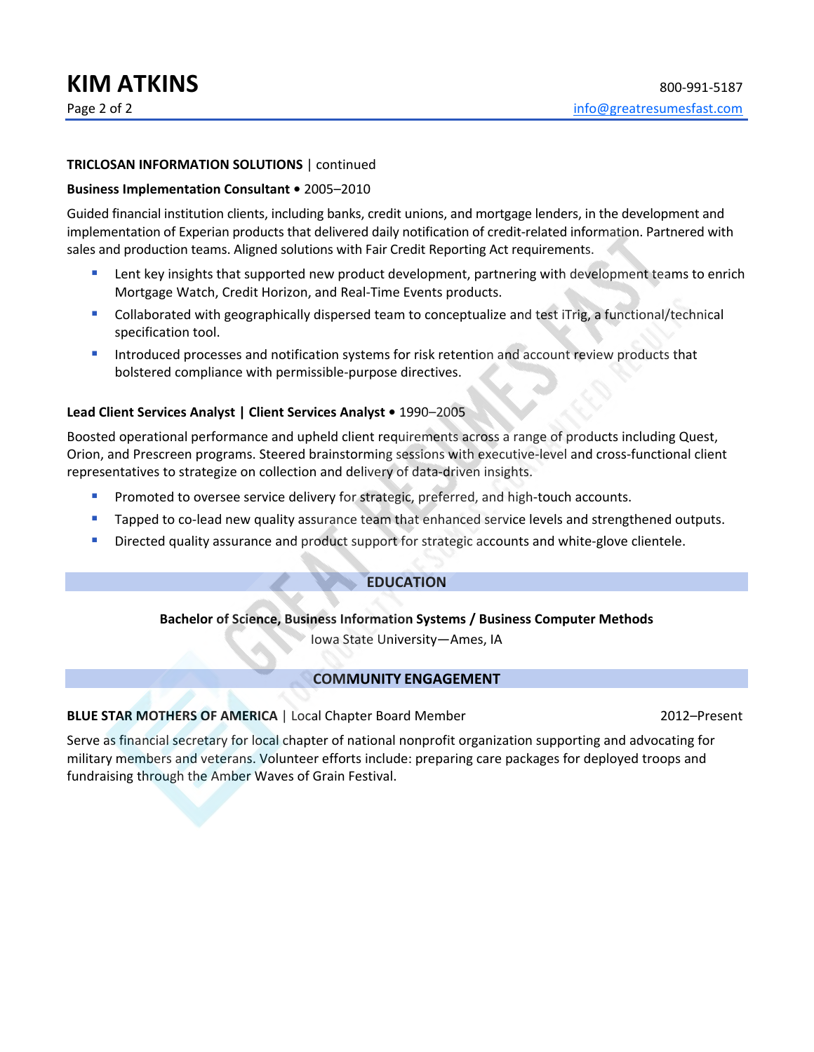**TRICLOSAN INFORMATION SOLUTIONS** | continued

**Business Implementation Consultant** • 2005–2010

Guided financial institution clients, including banks, credit unions, and mortgage lenders, in the development and implementation of Experian products that delivered daily notification of credit-related information. Partnered with sales and production teams. Aligned solutions with Fair Credit Reporting Act requirements.

- Lent key insights that supported new product development, partnering with development teams to enrich Mortgage Watch, Credit Horizon, and Real-Time Events products.
- Collaborated with geographically dispersed team to conceptualize and test iTrig, a functional/technical specification tool.
- Introduced processes and notification systems for risk retention and account review products that bolstered compliance with permissible-purpose directives.

**Lead Client Services Analyst | Client Services Analyst** • 1990–2005

Boosted operational performance and upheld client requirements across a range of products including Quest, Orion, and Prescreen programs. Steered brainstorming sessions with executive-level and cross-functional client representatives to strategize on collection and delivery of data-driven insights.

- Promoted to oversee service delivery for strategic, preferred, and high-touch accounts.
- Tapped to co-lead new quality assurance team that enhanced service levels and strengthened outputs.
- Directed quality assurance and product support for strategic accounts and white-glove clientele.

## EDUCATION

**Bachelor of Science, Business Information Systems / Business Computer Methods**
Iowa State University—Ames, IA

## COMMUNITY ENGAGEMENT

**BLUE STAR MOTHERS OF AMERICA** | Local Chapter Board Member 2012–Present

Serve as financial secretary for local chapter of national nonprofit organization supporting and advocating for military members and veterans. Volunteer efforts include: preparing care packages for deployed troops and fundraising through the Amber Waves of Grain Festival.